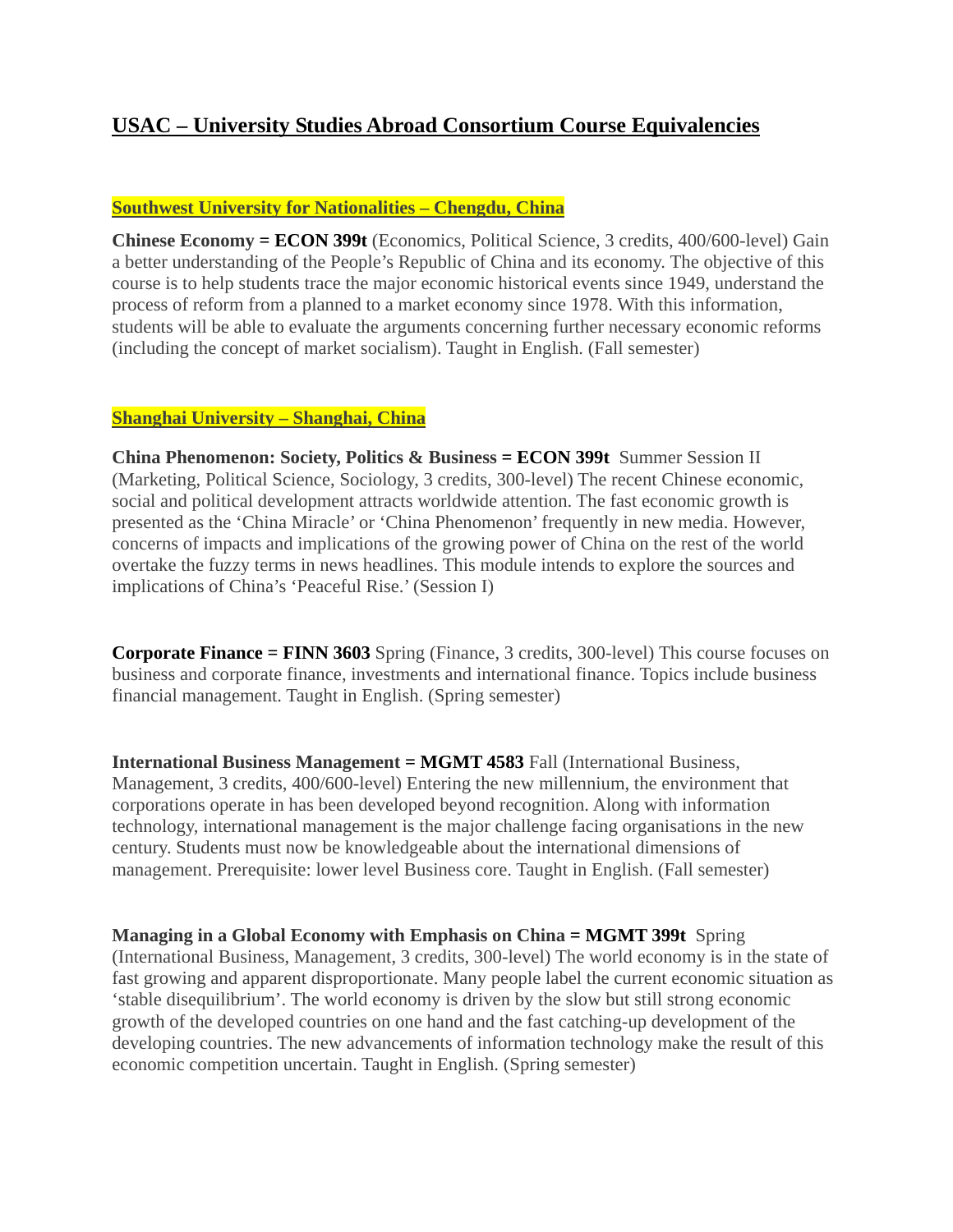# USAC – University Studies Abroad Consortium Course Equivalencies

## Southwest University for Nationalities – Chengdu, China

**Chinese Economy = ECON 399t** (Economics, Political Science, 3 credits, 400/600-level) Gain a better understanding of the People's Republic of China and its economy. The objective of this course is to help students trace the major economic historical events since 1949, understand the process of reform from a planned to a market economy since 1978. With this information, students will be able to evaluate the arguments concerning further necessary economic reforms (including the concept of market socialism). Taught in English. (Fall semester)

## Shanghai University – Shanghai, China

**China Phenomenon: Society, Politics & Business = ECON 399t** Summer Session II (Marketing, Political Science, Sociology, 3 credits, 300-level) The recent Chinese economic, social and political development attracts worldwide attention. The fast economic growth is presented as the 'China Miracle' or 'China Phenomenon' frequently in new media. However, concerns of impacts and implications of the growing power of China on the rest of the world overtake the fuzzy terms in news headlines. This module intends to explore the sources and implications of China's 'Peaceful Rise.' (Session I)

**Corporate Finance = FINN 3603** Spring (Finance, 3 credits, 300-level) This course focuses on business and corporate finance, investments and international finance. Topics include business financial management. Taught in English. (Spring semester)

**International Business Management = MGMT 4583** Fall (International Business, Management, 3 credits, 400/600-level) Entering the new millennium, the environment that corporations operate in has been developed beyond recognition. Along with information technology, international management is the major challenge facing organisations in the new century. Students must now be knowledgeable about the international dimensions of management. Prerequisite: lower level Business core. Taught in English. (Fall semester)

**Managing in a Global Economy with Emphasis on China = MGMT 399t** Spring (International Business, Management, 3 credits, 300-level) The world economy is in the state of fast growing and apparent disproportionate. Many people label the current economic situation as 'stable disequilibrium'. The world economy is driven by the slow but still strong economic growth of the developed countries on one hand and the fast catching-up development of the developing countries. The new advancements of information technology make the result of this economic competition uncertain. Taught in English. (Spring semester)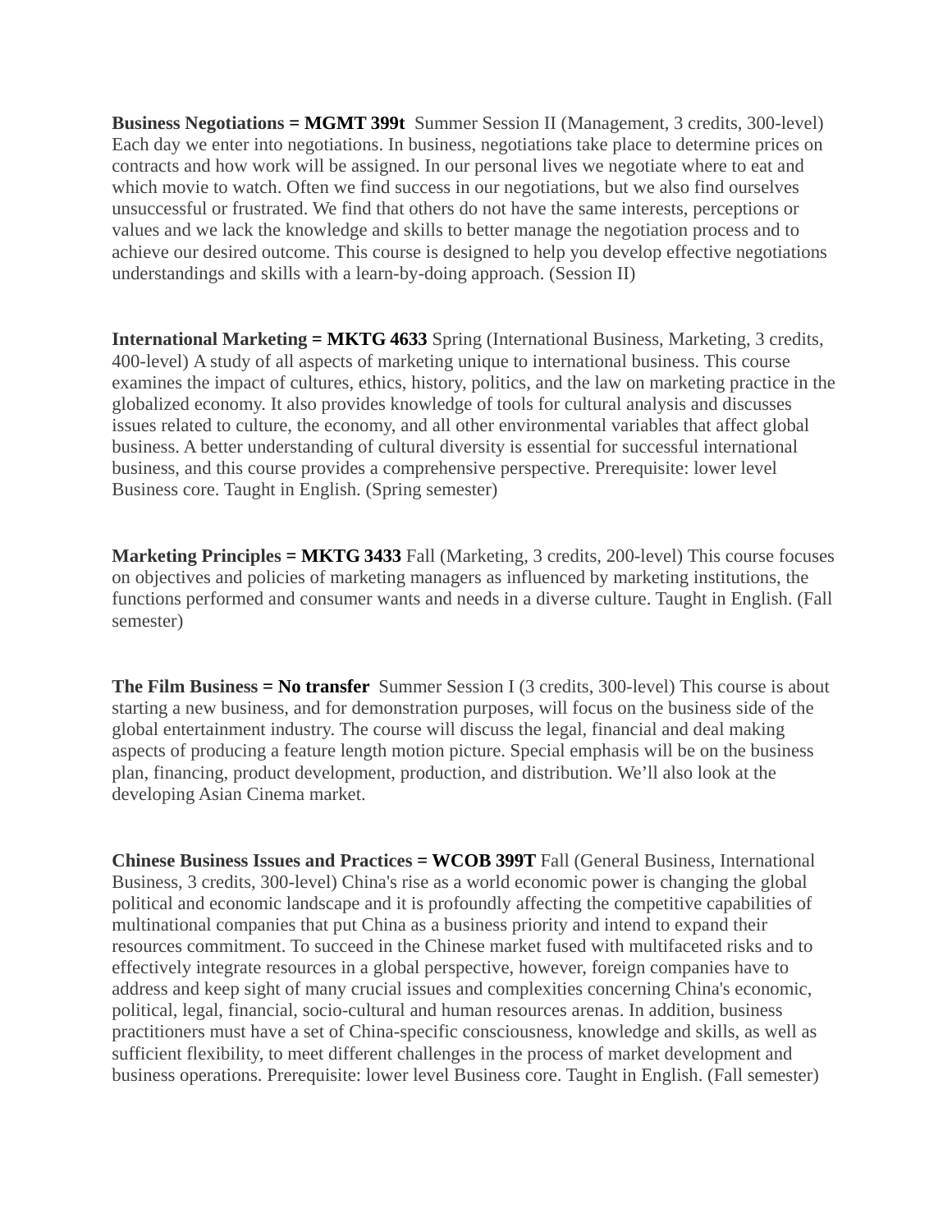**Business Negotiations = MGMT 399t**  Summer Session II (Management, 3 credits, 300-level) Each day we enter into negotiations. In business, negotiations take place to determine prices on contracts and how work will be assigned. In our personal lives we negotiate where to eat and which movie to watch. Often we find success in our negotiations, but we also find ourselves unsuccessful or frustrated. We find that others do not have the same interests, perceptions or values and we lack the knowledge and skills to better manage the negotiation process and to achieve our desired outcome. This course is designed to help you develop effective negotiations understandings and skills with a learn-by-doing approach. (Session II)

**International Marketing = MKTG 4633** Spring (International Business, Marketing, 3 credits, 400-level) A study of all aspects of marketing unique to international business. This course examines the impact of cultures, ethics, history, politics, and the law on marketing practice in the globalized economy. It also provides knowledge of tools for cultural analysis and discusses issues related to culture, the economy, and all other environmental variables that affect global business. A better understanding of cultural diversity is essential for successful international business, and this course provides a comprehensive perspective. Prerequisite: lower level Business core. Taught in English. (Spring semester)

**Marketing Principles = MKTG 3433** Fall (Marketing, 3 credits, 200-level) This course focuses on objectives and policies of marketing managers as influenced by marketing institutions, the functions performed and consumer wants and needs in a diverse culture. Taught in English. (Fall semester)

**The Film Business = No transfer**  Summer Session I (3 credits, 300-level) This course is about starting a new business, and for demonstration purposes, will focus on the business side of the global entertainment industry. The course will discuss the legal, financial and deal making aspects of producing a feature length motion picture. Special emphasis will be on the business plan, financing, product development, production, and distribution. We'll also look at the developing Asian Cinema market.

**Chinese Business Issues and Practices = WCOB 399T** Fall (General Business, International Business, 3 credits, 300-level) China's rise as a world economic power is changing the global political and economic landscape and it is profoundly affecting the competitive capabilities of multinational companies that put China as a business priority and intend to expand their resources commitment. To succeed in the Chinese market fused with multifaceted risks and to effectively integrate resources in a global perspective, however, foreign companies have to address and keep sight of many crucial issues and complexities concerning China's economic, political, legal, financial, socio-cultural and human resources arenas. In addition, business practitioners must have a set of China-specific consciousness, knowledge and skills, as well as sufficient flexibility, to meet different challenges in the process of market development and business operations. Prerequisite: lower level Business core. Taught in English. (Fall semester)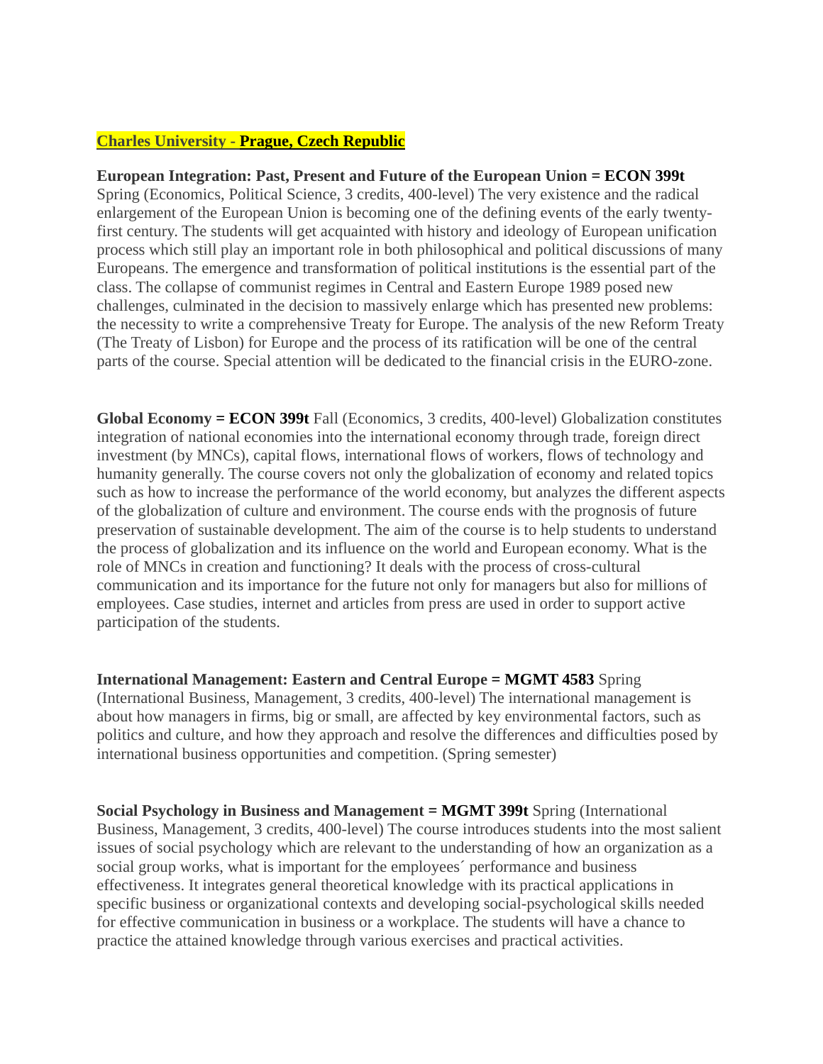**Charles University - Prague, Czech Republic**

**European Integration: Past, Present and Future of the European Union = ECON 399t** Spring (Economics, Political Science, 3 credits, 400-level) The very existence and the radical enlargement of the European Union is becoming one of the defining events of the early twenty-first century. The students will get acquainted with history and ideology of European unification process which still play an important role in both philosophical and political discussions of many Europeans. The emergence and transformation of political institutions is the essential part of the class. The collapse of communist regimes in Central and Eastern Europe 1989 posed new challenges, culminated in the decision to massively enlarge which has presented new problems: the necessity to write a comprehensive Treaty for Europe. The analysis of the new Reform Treaty (The Treaty of Lisbon) for Europe and the process of its ratification will be one of the central parts of the course. Special attention will be dedicated to the financial crisis in the EURO-zone.

**Global Economy = ECON 399t** Fall (Economics, 3 credits, 400-level) Globalization constitutes integration of national economies into the international economy through trade, foreign direct investment (by MNCs), capital flows, international flows of workers, flows of technology and humanity generally. The course covers not only the globalization of economy and related topics such as how to increase the performance of the world economy, but analyzes the different aspects of the globalization of culture and environment. The course ends with the prognosis of future preservation of sustainable development. The aim of the course is to help students to understand the process of globalization and its influence on the world and European economy. What is the role of MNCs in creation and functioning? It deals with the process of cross-cultural communication and its importance for the future not only for managers but also for millions of employees. Case studies, internet and articles from press are used in order to support active participation of the students.

**International Management: Eastern and Central Europe = MGMT 4583** Spring (International Business, Management, 3 credits, 400-level) The international management is about how managers in firms, big or small, are affected by key environmental factors, such as politics and culture, and how they approach and resolve the differences and difficulties posed by international business opportunities and competition. (Spring semester)

**Social Psychology in Business and Management = MGMT 399t** Spring (International Business, Management, 3 credits, 400-level) The course introduces students into the most salient issues of social psychology which are relevant to the understanding of how an organization as a social group works, what is important for the employees´ performance and business effectiveness. It integrates general theoretical knowledge with its practical applications in specific business or organizational contexts and developing social-psychological skills needed for effective communication in business or a workplace. The students will have a chance to practice the attained knowledge through various exercises and practical activities.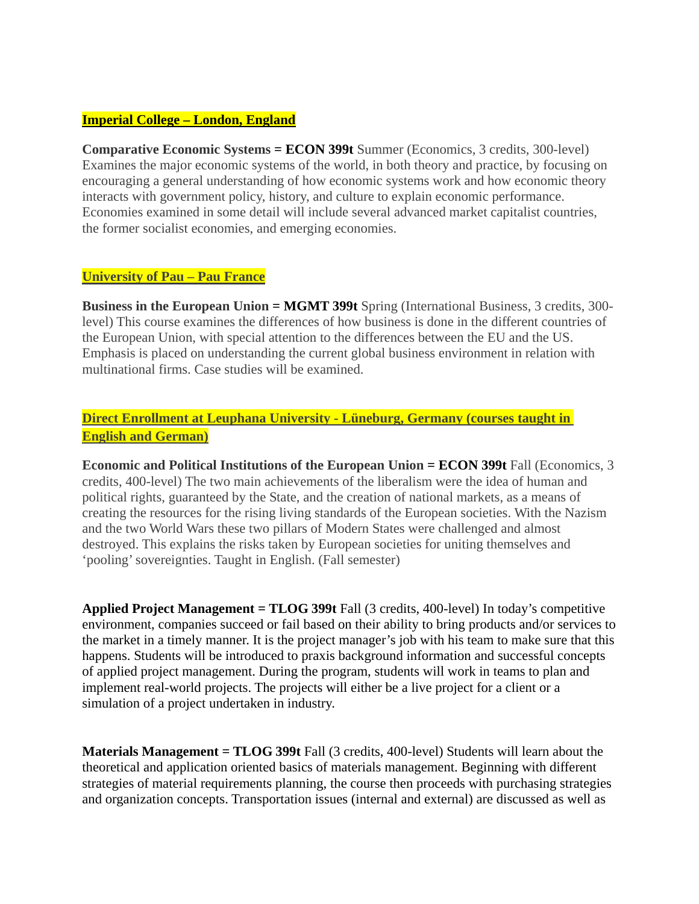## Imperial College – London, England

**Comparative Economic Systems = ECON 399t** Summer (Economics, 3 credits, 300-level) Examines the major economic systems of the world, in both theory and practice, by focusing on encouraging a general understanding of how economic systems work and how economic theory interacts with government policy, history, and culture to explain economic performance. Economies examined in some detail will include several advanced market capitalist countries, the former socialist economies, and emerging economies.

## University of Pau – Pau France

**Business in the European Union = MGMT 399t** Spring (International Business, 3 credits, 300-level) This course examines the differences of how business is done in the different countries of the European Union, with special attention to the differences between the EU and the US. Emphasis is placed on understanding the current global business environment in relation with multinational firms. Case studies will be examined.

## Direct Enrollment at Leuphana University - Lüneburg, Germany (courses taught in English and German)

**Economic and Political Institutions of the European Union = ECON 399t** Fall (Economics, 3 credits, 400-level) The two main achievements of the liberalism were the idea of human and political rights, guaranteed by the State, and the creation of national markets, as a means of creating the resources for the rising living standards of the European societies. With the Nazism and the two World Wars these two pillars of Modern States were challenged and almost destroyed. This explains the risks taken by European societies for uniting themselves and 'pooling' sovereignties. Taught in English. (Fall semester)

**Applied Project Management = TLOG 399t** Fall (3 credits, 400-level) In today's competitive environment, companies succeed or fail based on their ability to bring products and/or services to the market in a timely manner. It is the project manager's job with his team to make sure that this happens. Students will be introduced to praxis background information and successful concepts of applied project management. During the program, students will work in teams to plan and implement real-world projects. The projects will either be a live project for a client or a simulation of a project undertaken in industry.

**Materials Management = TLOG 399t** Fall (3 credits, 400-level) Students will learn about the theoretical and application oriented basics of materials management. Beginning with different strategies of material requirements planning, the course then proceeds with purchasing strategies and organization concepts. Transportation issues (internal and external) are discussed as well as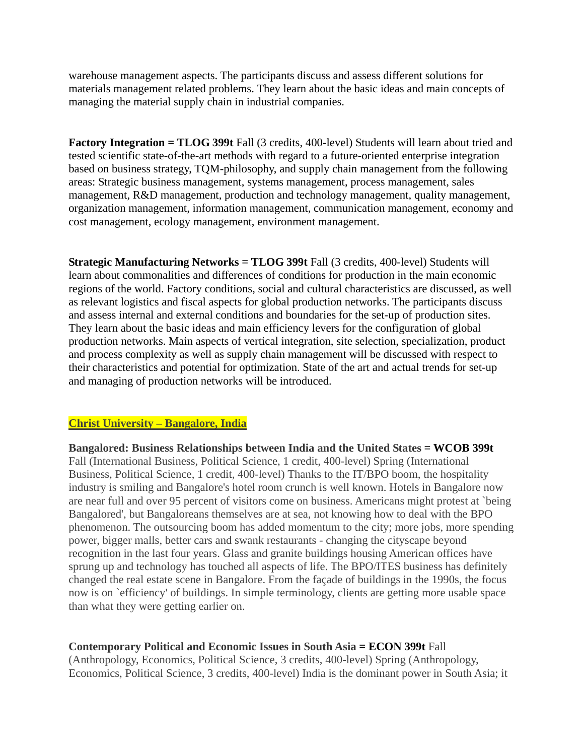warehouse management aspects. The participants discuss and assess different solutions for materials management related problems. They learn about the basic ideas and main concepts of managing the material supply chain in industrial companies.

**Factory Integration = TLOG 399t** Fall (3 credits, 400-level) Students will learn about tried and tested scientific state-of-the-art methods with regard to a future-oriented enterprise integration based on business strategy, TQM-philosophy, and supply chain management from the following areas: Strategic business management, systems management, process management, sales management, R&D management, production and technology management, quality management, organization management, information management, communication management, economy and cost management, ecology management, environment management.

**Strategic Manufacturing Networks = TLOG 399t** Fall (3 credits, 400-level) Students will learn about commonalities and differences of conditions for production in the main economic regions of the world. Factory conditions, social and cultural characteristics are discussed, as well as relevant logistics and fiscal aspects for global production networks. The participants discuss and assess internal and external conditions and boundaries for the set-up of production sites. They learn about the basic ideas and main efficiency levers for the configuration of global production networks. Main aspects of vertical integration, site selection, specialization, product and process complexity as well as supply chain management will be discussed with respect to their characteristics and potential for optimization. State of the art and actual trends for set-up and managing of production networks will be introduced.

## Christ University – Bangalore, India

**Bangalored: Business Relationships between India and the United States = WCOB 399t** Fall (International Business, Political Science, 1 credit, 400-level) Spring (International Business, Political Science, 1 credit, 400-level) Thanks to the IT/BPO boom, the hospitality industry is smiling and Bangalore's hotel room crunch is well known. Hotels in Bangalore now are near full and over 95 percent of visitors come on business. Americans might protest at `being Bangalored', but Bangaloreans themselves are at sea, not knowing how to deal with the BPO phenomenon. The outsourcing boom has added momentum to the city; more jobs, more spending power, bigger malls, better cars and swank restaurants - changing the cityscape beyond recognition in the last four years. Glass and granite buildings housing American offices have sprung up and technology has touched all aspects of life. The BPO/ITES business has definitely changed the real estate scene in Bangalore. From the façade of buildings in the 1990s, the focus now is on `efficiency' of buildings. In simple terminology, clients are getting more usable space than what they were getting earlier on.

**Contemporary Political and Economic Issues in South Asia = ECON 399t** Fall (Anthropology, Economics, Political Science, 3 credits, 400-level) Spring (Anthropology, Economics, Political Science, 3 credits, 400-level) India is the dominant power in South Asia; it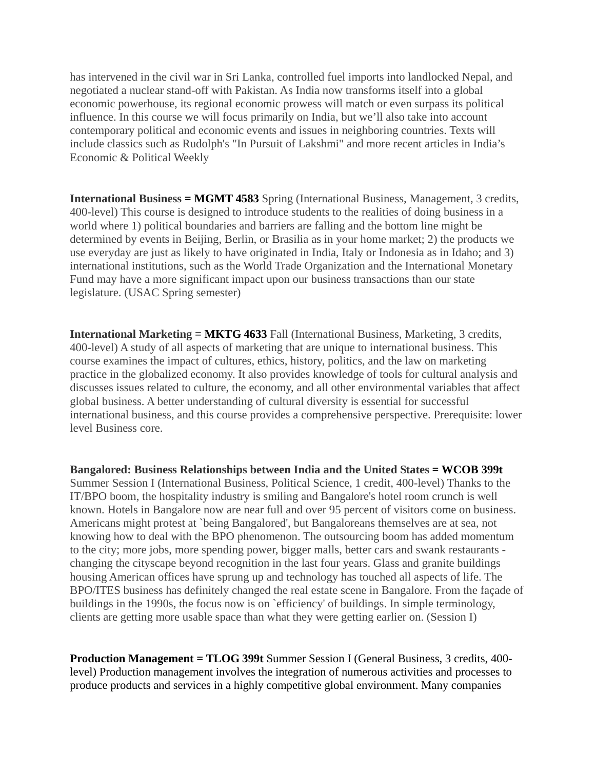has intervened in the civil war in Sri Lanka, controlled fuel imports into landlocked Nepal, and negotiated a nuclear stand-off with Pakistan. As India now transforms itself into a global economic powerhouse, its regional economic prowess will match or even surpass its political influence. In this course we will focus primarily on India, but we'll also take into account contemporary political and economic events and issues in neighboring countries. Texts will include classics such as Rudolph's "In Pursuit of Lakshmi" and more recent articles in India's Economic & Political Weekly

**International Business = MGMT 4583** Spring (International Business, Management, 3 credits, 400-level) This course is designed to introduce students to the realities of doing business in a world where 1) political boundaries and barriers are falling and the bottom line might be determined by events in Beijing, Berlin, or Brasilia as in your home market; 2) the products we use everyday are just as likely to have originated in India, Italy or Indonesia as in Idaho; and 3) international institutions, such as the World Trade Organization and the International Monetary Fund may have a more significant impact upon our business transactions than our state legislature. (USAC Spring semester)

**International Marketing = MKTG 4633** Fall (International Business, Marketing, 3 credits, 400-level) A study of all aspects of marketing that are unique to international business. This course examines the impact of cultures, ethics, history, politics, and the law on marketing practice in the globalized economy. It also provides knowledge of tools for cultural analysis and discusses issues related to culture, the economy, and all other environmental variables that affect global business. A better understanding of cultural diversity is essential for successful international business, and this course provides a comprehensive perspective. Prerequisite: lower level Business core.

**Bangalored: Business Relationships between India and the United States = WCOB 399t** Summer Session I (International Business, Political Science, 1 credit, 400-level) Thanks to the IT/BPO boom, the hospitality industry is smiling and Bangalore's hotel room crunch is well known. Hotels in Bangalore now are near full and over 95 percent of visitors come on business. Americans might protest at `being Bangalored', but Bangaloreans themselves are at sea, not knowing how to deal with the BPO phenomenon. The outsourcing boom has added momentum to the city; more jobs, more spending power, bigger malls, better cars and swank restaurants - changing the cityscape beyond recognition in the last four years. Glass and granite buildings housing American offices have sprung up and technology has touched all aspects of life. The BPO/ITES business has definitely changed the real estate scene in Bangalore. From the façade of buildings in the 1990s, the focus now is on `efficiency' of buildings. In simple terminology, clients are getting more usable space than what they were getting earlier on. (Session I)

**Production Management = TLOG 399t** Summer Session I (General Business, 3 credits, 400-level) Production management involves the integration of numerous activities and processes to produce products and services in a highly competitive global environment. Many companies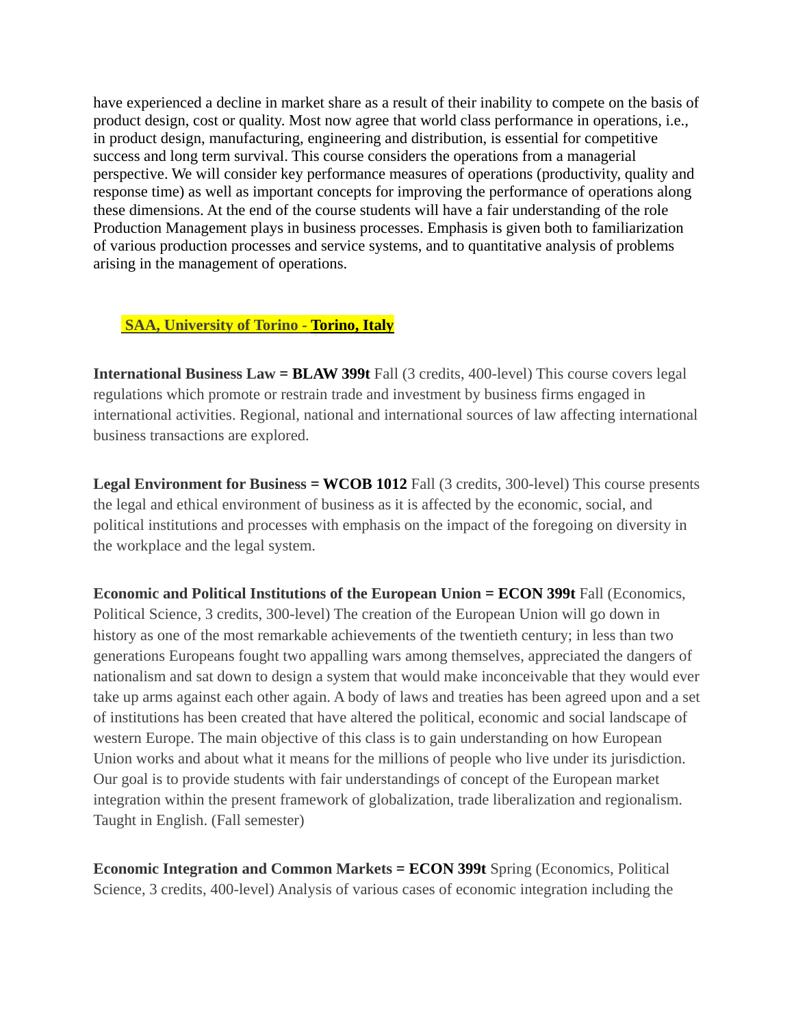have experienced a decline in market share as a result of their inability to compete on the basis of product design, cost or quality. Most now agree that world class performance in operations, i.e., in product design, manufacturing, engineering and distribution, is essential for competitive success and long term survival. This course considers the operations from a managerial perspective. We will consider key performance measures of operations (productivity, quality and response time) as well as important concepts for improving the performance of operations along these dimensions. At the end of the course students will have a fair understanding of the role Production Management plays in business processes. Emphasis is given both to familiarization of various production processes and service systems, and to quantitative analysis of problems arising in the management of operations.

## SAA, University of Torino - Torino, Italy

**International Business Law = BLAW 399t** Fall (3 credits, 400-level) This course covers legal regulations which promote or restrain trade and investment by business firms engaged in international activities. Regional, national and international sources of law affecting international business transactions are explored.

**Legal Environment for Business = WCOB 1012** Fall (3 credits, 300-level) This course presents the legal and ethical environment of business as it is affected by the economic, social, and political institutions and processes with emphasis on the impact of the foregoing on diversity in the workplace and the legal system.

**Economic and Political Institutions of the European Union = ECON 399t** Fall (Economics, Political Science, 3 credits, 300-level) The creation of the European Union will go down in history as one of the most remarkable achievements of the twentieth century; in less than two generations Europeans fought two appalling wars among themselves, appreciated the dangers of nationalism and sat down to design a system that would make inconceivable that they would ever take up arms against each other again. A body of laws and treaties has been agreed upon and a set of institutions has been created that have altered the political, economic and social landscape of western Europe. The main objective of this class is to gain understanding on how European Union works and about what it means for the millions of people who live under its jurisdiction. Our goal is to provide students with fair understandings of concept of the European market integration within the present framework of globalization, trade liberalization and regionalism. Taught in English. (Fall semester)

**Economic Integration and Common Markets = ECON 399t** Spring (Economics, Political Science, 3 credits, 400-level) Analysis of various cases of economic integration including the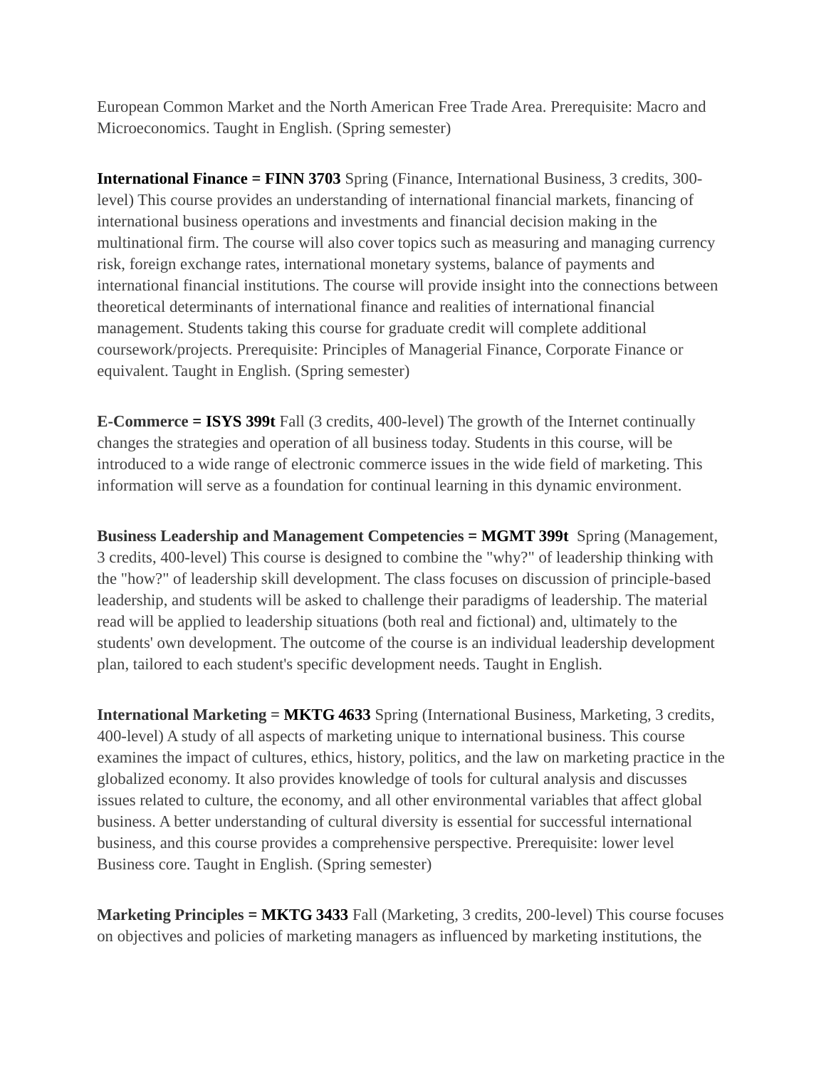European Common Market and the North American Free Trade Area. Prerequisite: Macro and Microeconomics. Taught in English. (Spring semester)

**International Finance = FINN 3703** Spring (Finance, International Business, 3 credits, 300-level) This course provides an understanding of international financial markets, financing of international business operations and investments and financial decision making in the multinational firm. The course will also cover topics such as measuring and managing currency risk, foreign exchange rates, international monetary systems, balance of payments and international financial institutions. The course will provide insight into the connections between theoretical determinants of international finance and realities of international financial management. Students taking this course for graduate credit will complete additional coursework/projects. Prerequisite: Principles of Managerial Finance, Corporate Finance or equivalent. Taught in English. (Spring semester)

**E-Commerce = ISYS 399t** Fall (3 credits, 400-level) The growth of the Internet continually changes the strategies and operation of all business today. Students in this course, will be introduced to a wide range of electronic commerce issues in the wide field of marketing. This information will serve as a foundation for continual learning in this dynamic environment.

**Business Leadership and Management Competencies = MGMT 399t** Spring (Management, 3 credits, 400-level) This course is designed to combine the "why?" of leadership thinking with the "how?" of leadership skill development. The class focuses on discussion of principle-based leadership, and students will be asked to challenge their paradigms of leadership. The material read will be applied to leadership situations (both real and fictional) and, ultimately to the students' own development. The outcome of the course is an individual leadership development plan, tailored to each student's specific development needs. Taught in English.

**International Marketing = MKTG 4633** Spring (International Business, Marketing, 3 credits, 400-level) A study of all aspects of marketing unique to international business. This course examines the impact of cultures, ethics, history, politics, and the law on marketing practice in the globalized economy. It also provides knowledge of tools for cultural analysis and discusses issues related to culture, the economy, and all other environmental variables that affect global business. A better understanding of cultural diversity is essential for successful international business, and this course provides a comprehensive perspective. Prerequisite: lower level Business core. Taught in English. (Spring semester)

**Marketing Principles = MKTG 3433** Fall (Marketing, 3 credits, 200-level) This course focuses on objectives and policies of marketing managers as influenced by marketing institutions, the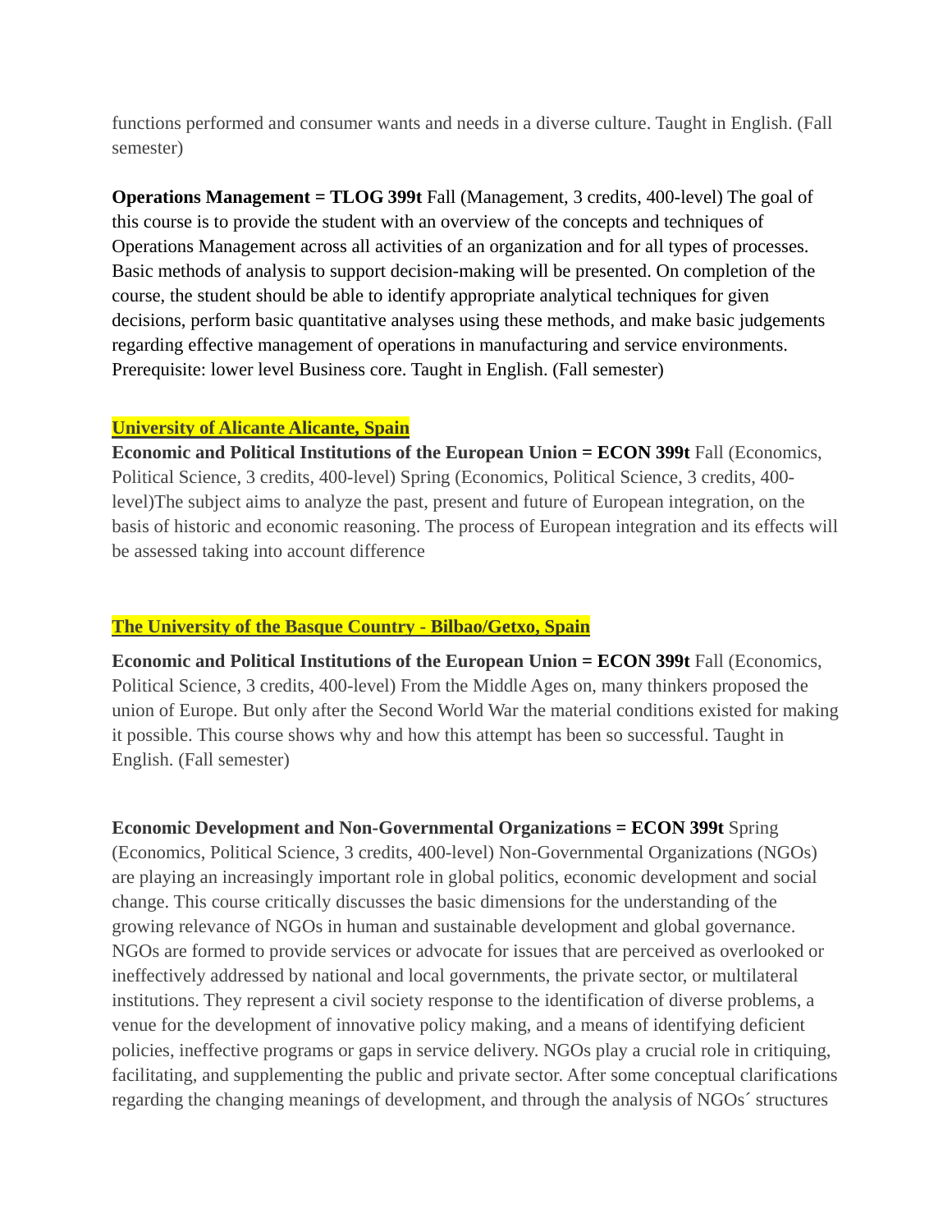functions performed and consumer wants and needs in a diverse culture. Taught in English. (Fall semester)

**Operations Management = TLOG 399t** Fall (Management, 3 credits, 400-level) The goal of this course is to provide the student with an overview of the concepts and techniques of Operations Management across all activities of an organization and for all types of processes. Basic methods of analysis to support decision-making will be presented. On completion of the course, the student should be able to identify appropriate analytical techniques for given decisions, perform basic quantitative analyses using these methods, and make basic judgements regarding effective management of operations in manufacturing and service environments. Prerequisite: lower level Business core. Taught in English. (Fall semester)

**University of Alicante Alicante, Spain**

**Economic and Political Institutions of the European Union = ECON 399t** Fall (Economics, Political Science, 3 credits, 400-level) Spring (Economics, Political Science, 3 credits, 400-level)The subject aims to analyze the past, present and future of European integration, on the basis of historic and economic reasoning. The process of European integration and its effects will be assessed taking into account difference

**The University of the Basque Country - Bilbao/Getxo, Spain**

**Economic and Political Institutions of the European Union = ECON 399t** Fall (Economics, Political Science, 3 credits, 400-level) From the Middle Ages on, many thinkers proposed the union of Europe. But only after the Second World War the material conditions existed for making it possible. This course shows why and how this attempt has been so successful. Taught in English. (Fall semester)

**Economic Development and Non-Governmental Organizations = ECON 399t** Spring (Economics, Political Science, 3 credits, 400-level) Non-Governmental Organizations (NGOs) are playing an increasingly important role in global politics, economic development and social change. This course critically discusses the basic dimensions for the understanding of the growing relevance of NGOs in human and sustainable development and global governance. NGOs are formed to provide services or advocate for issues that are perceived as overlooked or ineffectively addressed by national and local governments, the private sector, or multilateral institutions. They represent a civil society response to the identification of diverse problems, a venue for the development of innovative policy making, and a means of identifying deficient policies, ineffective programs or gaps in service delivery. NGOs play a crucial role in critiquing, facilitating, and supplementing the public and private sector. After some conceptual clarifications regarding the changing meanings of development, and through the analysis of NGOs´ structures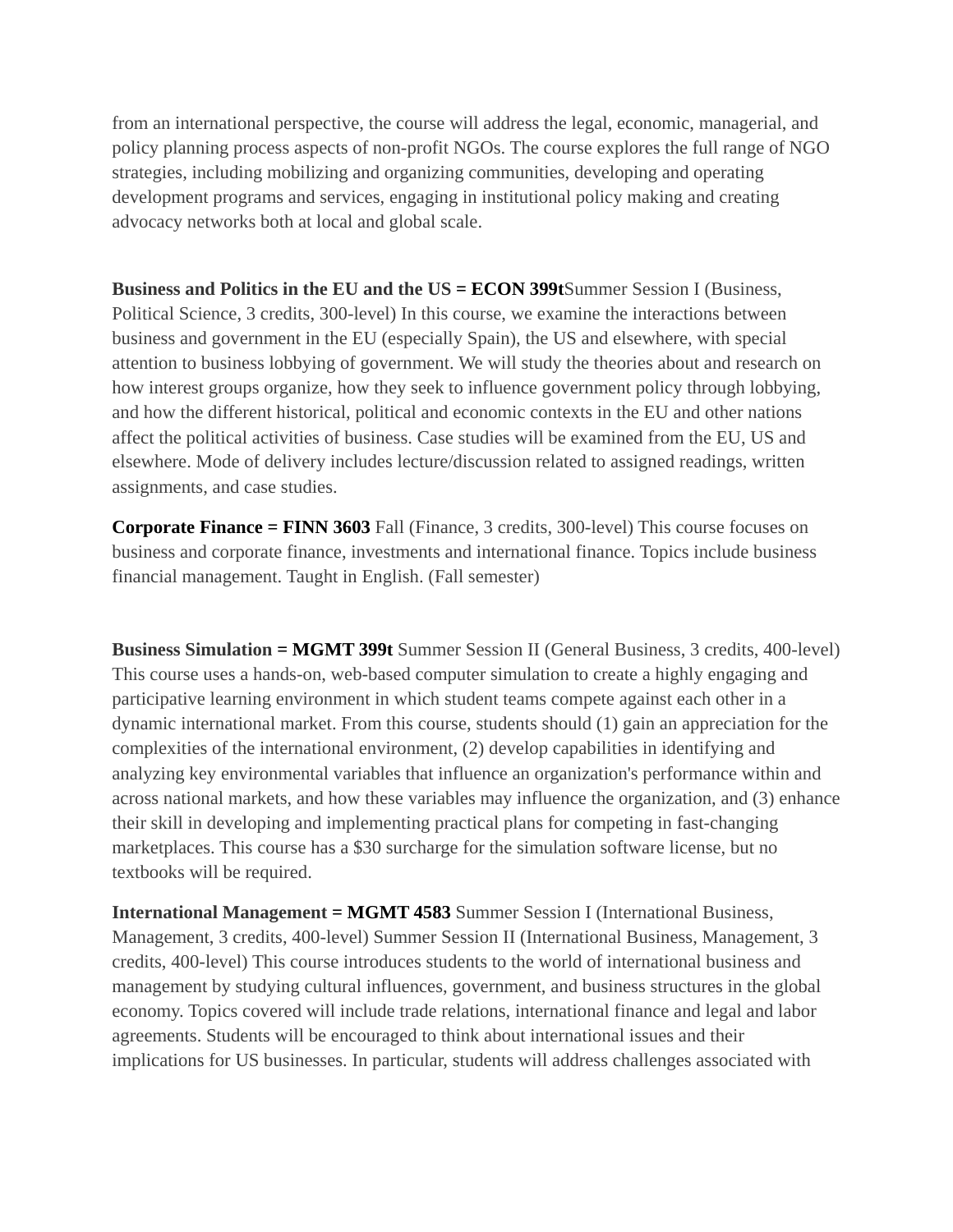from an international perspective, the course will address the legal, economic, managerial, and policy planning process aspects of non-profit NGOs. The course explores the full range of NGO strategies, including mobilizing and organizing communities, developing and operating development programs and services, engaging in institutional policy making and creating advocacy networks both at local and global scale.

**Business and Politics in the EU and the US = ECON 399t**Summer Session I (Business, Political Science, 3 credits, 300-level) In this course, we examine the interactions between business and government in the EU (especially Spain), the US and elsewhere, with special attention to business lobbying of government. We will study the theories about and research on how interest groups organize, how they seek to influence government policy through lobbying, and how the different historical, political and economic contexts in the EU and other nations affect the political activities of business. Case studies will be examined from the EU, US and elsewhere. Mode of delivery includes lecture/discussion related to assigned readings, written assignments, and case studies.

**Corporate Finance = FINN 3603** Fall (Finance, 3 credits, 300-level) This course focuses on business and corporate finance, investments and international finance. Topics include business financial management. Taught in English. (Fall semester)

**Business Simulation = MGMT 399t** Summer Session II (General Business, 3 credits, 400-level) This course uses a hands-on, web-based computer simulation to create a highly engaging and participative learning environment in which student teams compete against each other in a dynamic international market. From this course, students should (1) gain an appreciation for the complexities of the international environment, (2) develop capabilities in identifying and analyzing key environmental variables that influence an organization's performance within and across national markets, and how these variables may influence the organization, and (3) enhance their skill in developing and implementing practical plans for competing in fast-changing marketplaces. This course has a $30 surcharge for the simulation software license, but no textbooks will be required.

**International Management = MGMT 4583** Summer Session I (International Business, Management, 3 credits, 400-level) Summer Session II (International Business, Management, 3 credits, 400-level) This course introduces students to the world of international business and management by studying cultural influences, government, and business structures in the global economy. Topics covered will include trade relations, international finance and legal and labor agreements. Students will be encouraged to think about international issues and their implications for US businesses. In particular, students will address challenges associated with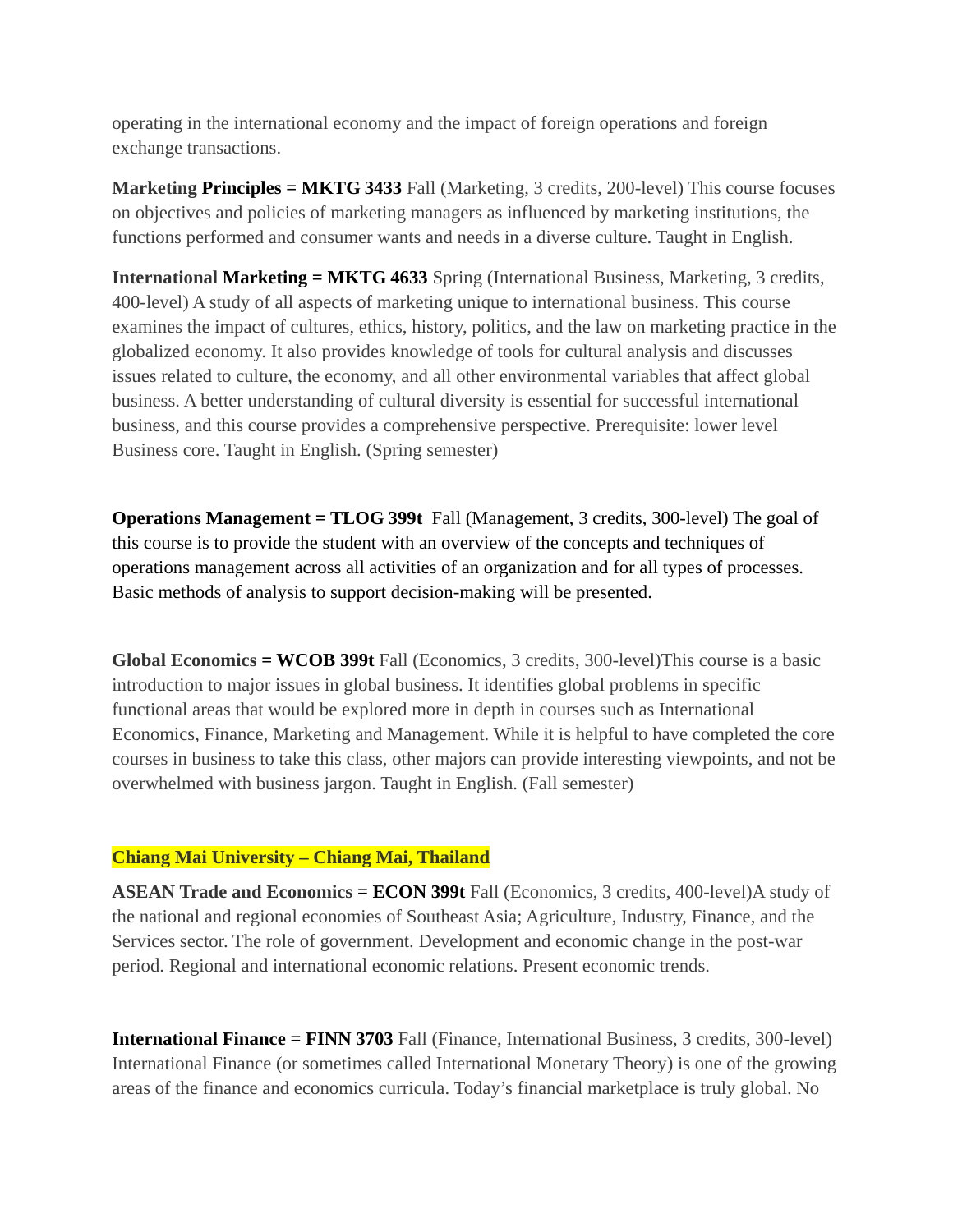operating in the international economy and the impact of foreign operations and foreign exchange transactions.

**Marketing Principles = MKTG 3433** Fall (Marketing, 3 credits, 200-level) This course focuses on objectives and policies of marketing managers as influenced by marketing institutions, the functions performed and consumer wants and needs in a diverse culture. Taught in English.

**International Marketing = MKTG 4633** Spring (International Business, Marketing, 3 credits, 400-level) A study of all aspects of marketing unique to international business. This course examines the impact of cultures, ethics, history, politics, and the law on marketing practice in the globalized economy. It also provides knowledge of tools for cultural analysis and discusses issues related to culture, the economy, and all other environmental variables that affect global business. A better understanding of cultural diversity is essential for successful international business, and this course provides a comprehensive perspective. Prerequisite: lower level Business core. Taught in English. (Spring semester)

**Operations Management = TLOG 399t** Fall (Management, 3 credits, 300-level) The goal of this course is to provide the student with an overview of the concepts and techniques of operations management across all activities of an organization and for all types of processes. Basic methods of analysis to support decision-making will be presented.

**Global Economics = WCOB 399t** Fall (Economics, 3 credits, 300-level)This course is a basic introduction to major issues in global business. It identifies global problems in specific functional areas that would be explored more in depth in courses such as International Economics, Finance, Marketing and Management. While it is helpful to have completed the core courses in business to take this class, other majors can provide interesting viewpoints, and not be overwhelmed with business jargon. Taught in English. (Fall semester)

**Chiang Mai University – Chiang Mai, Thailand**

**ASEAN Trade and Economics = ECON 399t** Fall (Economics, 3 credits, 400-level)A study of the national and regional economies of Southeast Asia; Agriculture, Industry, Finance, and the Services sector. The role of government. Development and economic change in the post-war period. Regional and international economic relations. Present economic trends.

**International Finance = FINN 3703** Fall (Finance, International Business, 3 credits, 300-level) International Finance (or sometimes called International Monetary Theory) is one of the growing areas of the finance and economics curricula. Today's financial marketplace is truly global. No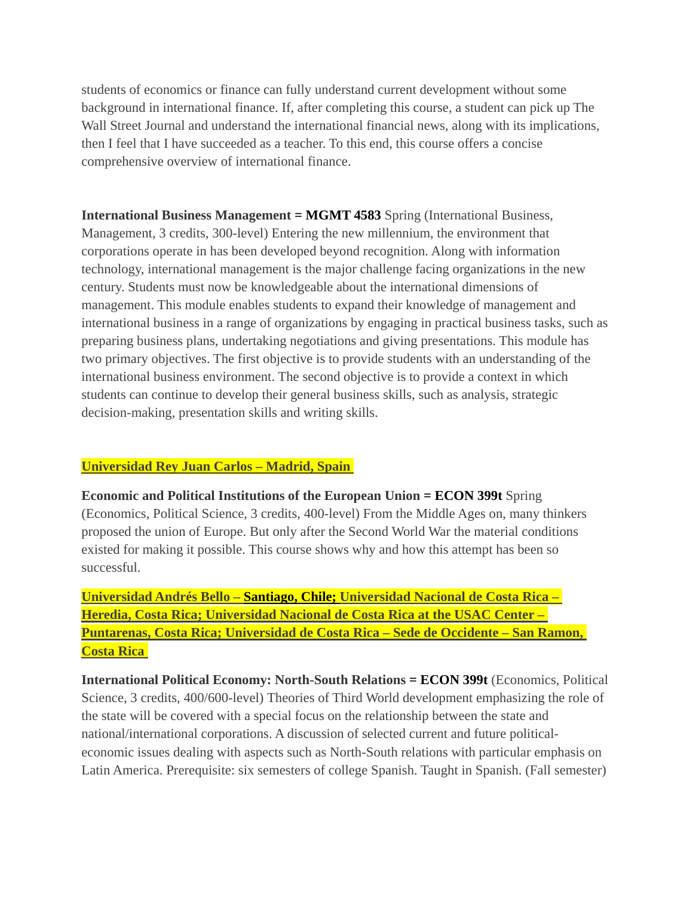students of economics or finance can fully understand current development without some background in international finance. If, after completing this course, a student can pick up The Wall Street Journal and understand the international financial news, along with its implications, then I feel that I have succeeded as a teacher. To this end, this course offers a concise comprehensive overview of international finance.

**International Business Management = MGMT 4583** Spring (International Business, Management, 3 credits, 300-level) Entering the new millennium, the environment that corporations operate in has been developed beyond recognition. Along with information technology, international management is the major challenge facing organizations in the new century. Students must now be knowledgeable about the international dimensions of management. This module enables students to expand their knowledge of management and international business in a range of organizations by engaging in practical business tasks, such as preparing business plans, undertaking negotiations and giving presentations. This module has two primary objectives. The first objective is to provide students with an understanding of the international business environment. The second objective is to provide a context in which students can continue to develop their general business skills, such as analysis, strategic decision-making, presentation skills and writing skills.

**Universidad Rey Juan Carlos – Madrid, Spain**

**Economic and Political Institutions of the European Union = ECON 399t** Spring (Economics, Political Science, 3 credits, 400-level) From the Middle Ages on, many thinkers proposed the union of Europe. But only after the Second World War the material conditions existed for making it possible. This course shows why and how this attempt has been so successful.

**Universidad Andrés Bello – Santiago, Chile; Universidad Nacional de Costa Rica – Heredia, Costa Rica; Universidad Nacional de Costa Rica at the USAC Center – Puntarenas, Costa Rica; Universidad de Costa Rica – Sede de Occidente – San Ramon, Costa Rica**

**International Political Economy: North-South Relations = ECON 399t** (Economics, Political Science, 3 credits, 400/600-level) Theories of Third World development emphasizing the role of the state will be covered with a special focus on the relationship between the state and national/international corporations. A discussion of selected current and future political-economic issues dealing with aspects such as North-South relations with particular emphasis on Latin America. Prerequisite: six semesters of college Spanish. Taught in Spanish. (Fall semester)